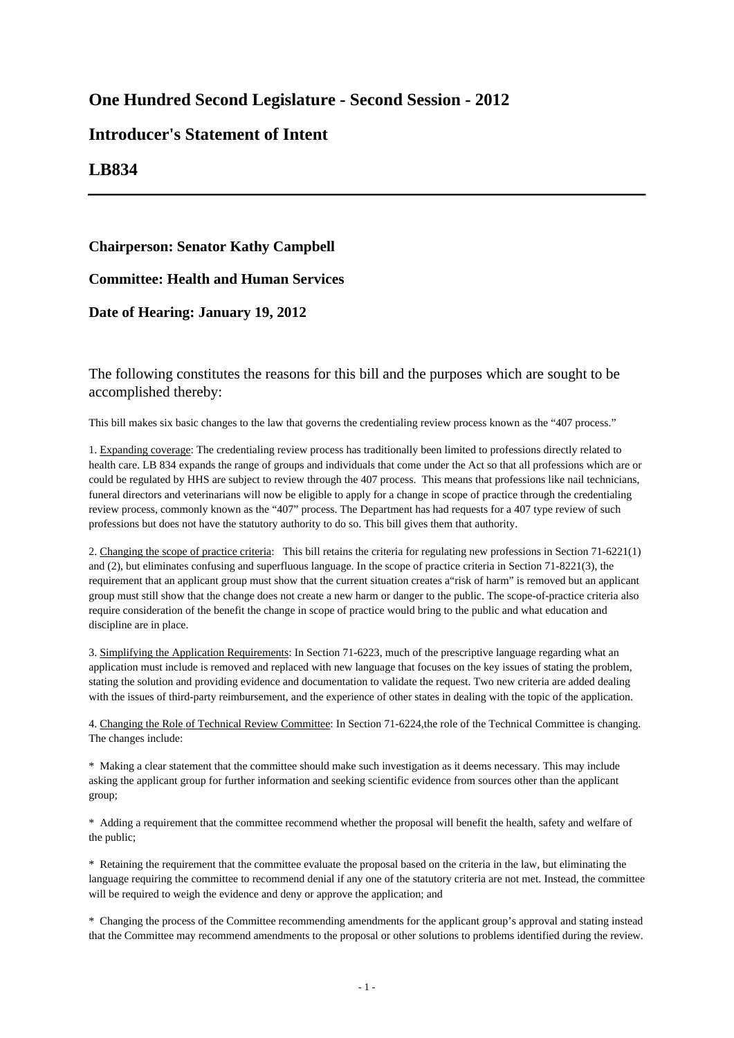# One Hundred Second Legislature - Second Session - 2012

## Introducer's Statement of Intent

## LB834

---

**Chairperson: Senator Kathy Campbell**

**Committee: Health and Human Services**

**Date of Hearing: January 19, 2012**

The following constitutes the reasons for this bill and the purposes which are sought to be accomplished thereby:

This bill makes six basic changes to the law that governs the credentialing review process known as the "407 process."

1. Expanding coverage: The credentialing review process has traditionally been limited to professions directly related to health care. LB 834 expands the range of groups and individuals that come under the Act so that all professions which are or could be regulated by HHS are subject to review through the 407 process. This means that professions like nail technicians, funeral directors and veterinarians will now be eligible to apply for a change in scope of practice through the credentialing review process, commonly known as the "407" process. The Department has had requests for a 407 type review of such professions but does not have the statutory authority to do so. This bill gives them that authority.

2. Changing the scope of practice criteria: This bill retains the criteria for regulating new professions in Section 71-6221(1) and (2), but eliminates confusing and superfluous language. In the scope of practice criteria in Section 71-8221(3), the requirement that an applicant group must show that the current situation creates a"risk of harm" is removed but an applicant group must still show that the change does not create a new harm or danger to the public. The scope-of-practice criteria also require consideration of the benefit the change in scope of practice would bring to the public and what education and discipline are in place.

3. Simplifying the Application Requirements: In Section 71-6223, much of the prescriptive language regarding what an application must include is removed and replaced with new language that focuses on the key issues of stating the problem, stating the solution and providing evidence and documentation to validate the request. Two new criteria are added dealing with the issues of third-party reimbursement, and the experience of other states in dealing with the topic of the application.

4. Changing the Role of Technical Review Committee: In Section 71-6224,the role of the Technical Committee is changing. The changes include:

* Making a clear statement that the committee should make such investigation as it deems necessary. This may include asking the applicant group for further information and seeking scientific evidence from sources other than the applicant group;

* Adding a requirement that the committee recommend whether the proposal will benefit the health, safety and welfare of the public;

* Retaining the requirement that the committee evaluate the proposal based on the criteria in the law, but eliminating the language requiring the committee to recommend denial if any one of the statutory criteria are not met. Instead, the committee will be required to weigh the evidence and deny or approve the application; and

* Changing the process of the Committee recommending amendments for the applicant group's approval and stating instead that the Committee may recommend amendments to the proposal or other solutions to problems identified during the review.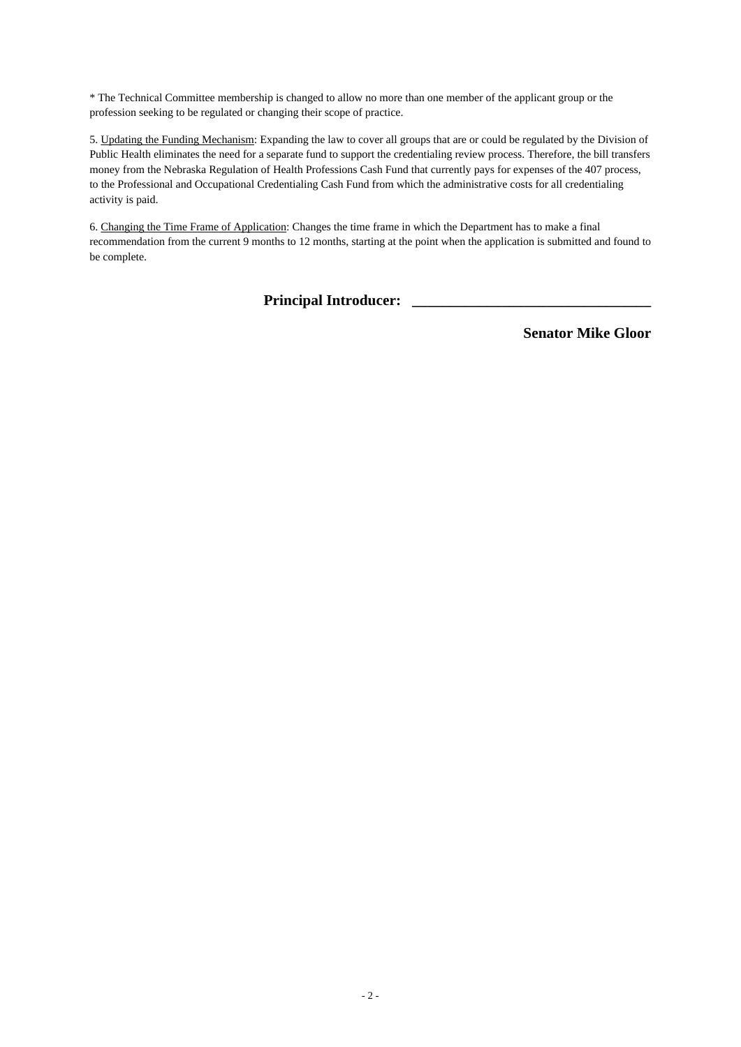* The Technical Committee membership is changed to allow no more than one member of the applicant group or the profession seeking to be regulated or changing their scope of practice.

5. Updating the Funding Mechanism: Expanding the law to cover all groups that are or could be regulated by the Division of Public Health eliminates the need for a separate fund to support the credentialing review process. Therefore, the bill transfers money from the Nebraska Regulation of Health Professions Cash Fund that currently pays for expenses of the 407 process, to the Professional and Occupational Credentialing Cash Fund from which the administrative costs for all credentialing activity is paid.

6. Changing the Time Frame of Application: Changes the time frame in which the Department has to make a final recommendation from the current 9 months to 12 months, starting at the point when the application is submitted and found to be complete.

**Principal Introducer: ________________________________**

**Senator Mike Gloor**